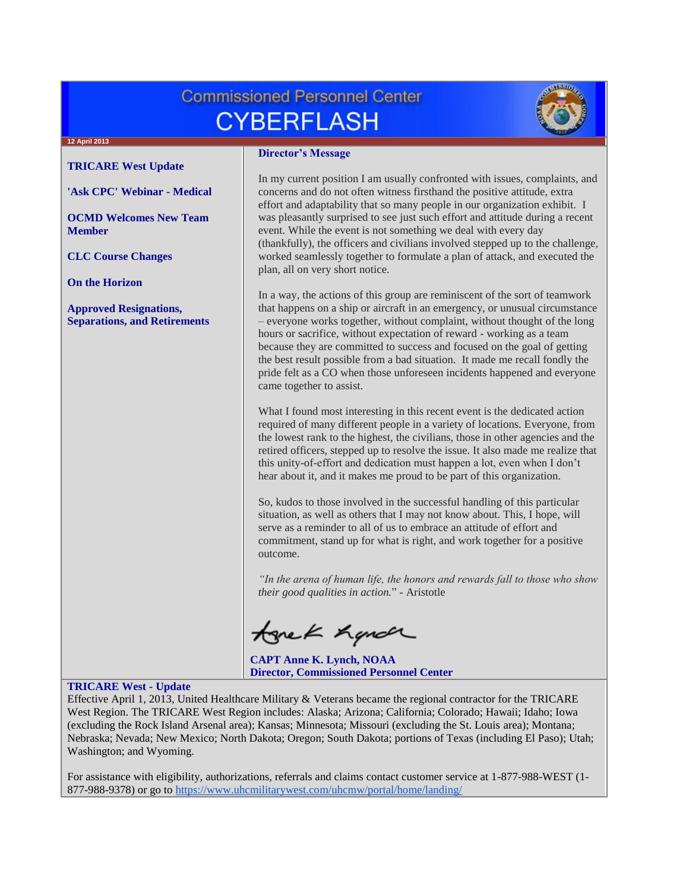# Commissioned Personnel Center CYBERFLASH

12 April 2013

**TRICARE West Update**

**'Ask CPC' Webinar - Medical**

**OCMD Welcomes New Team Member**

**CLC Course Changes**

**On the Horizon**

**Approved Resignations, Separations, and Retirements**

## Director's Message

In my current position I am usually confronted with issues, complaints, and concerns and do not often witness firsthand the positive attitude, extra effort and adaptability that so many people in our organization exhibit. I was pleasantly surprised to see just such effort and attitude during a recent event. While the event is not something we deal with every day (thankfully), the officers and civilians involved stepped up to the challenge, worked seamlessly together to formulate a plan of attack, and executed the plan, all on very short notice.

In a way, the actions of this group are reminiscent of the sort of teamwork that happens on a ship or aircraft in an emergency, or unusual circumstance – everyone works together, without complaint, without thought of the long hours or sacrifice, without expectation of reward - working as a team because they are committed to success and focused on the goal of getting the best result possible from a bad situation. It made me recall fondly the pride felt as a CO when those unforeseen incidents happened and everyone came together to assist.

What I found most interesting in this recent event is the dedicated action required of many different people in a variety of locations. Everyone, from the lowest rank to the highest, the civilians, those in other agencies and the retired officers, stepped up to resolve the issue. It also made me realize that this unity-of-effort and dedication must happen a lot, even when I don't hear about it, and it makes me proud to be part of this organization.

So, kudos to those involved in the successful handling of this particular situation, as well as others that I may not know about. This, I hope, will serve as a reminder to all of us to embrace an attitude of effort and commitment, stand up for what is right, and work together for a positive outcome.

*"In the arena of human life, the honors and rewards fall to those who show their good qualities in action.*" - Aristotle

**CAPT Anne K. Lynch, NOAA**
**Director, Commissioned Personnel Center**

## TRICARE West - Update

Effective April 1, 2013, United Healthcare Military & Veterans became the regional contractor for the TRICARE West Region. The TRICARE West Region includes: Alaska; Arizona; California; Colorado; Hawaii; Idaho; Iowa (excluding the Rock Island Arsenal area); Kansas; Minnesota; Missouri (excluding the St. Louis area); Montana; Nebraska; Nevada; New Mexico; North Dakota; Oregon; South Dakota; portions of Texas (including El Paso); Utah; Washington; and Wyoming.

For assistance with eligibility, authorizations, referrals and claims contact customer service at 1-877-988-WEST (1-877-988-9378) or go to https://www.uhcmilitarywest.com/uhcmw/portal/home/landing/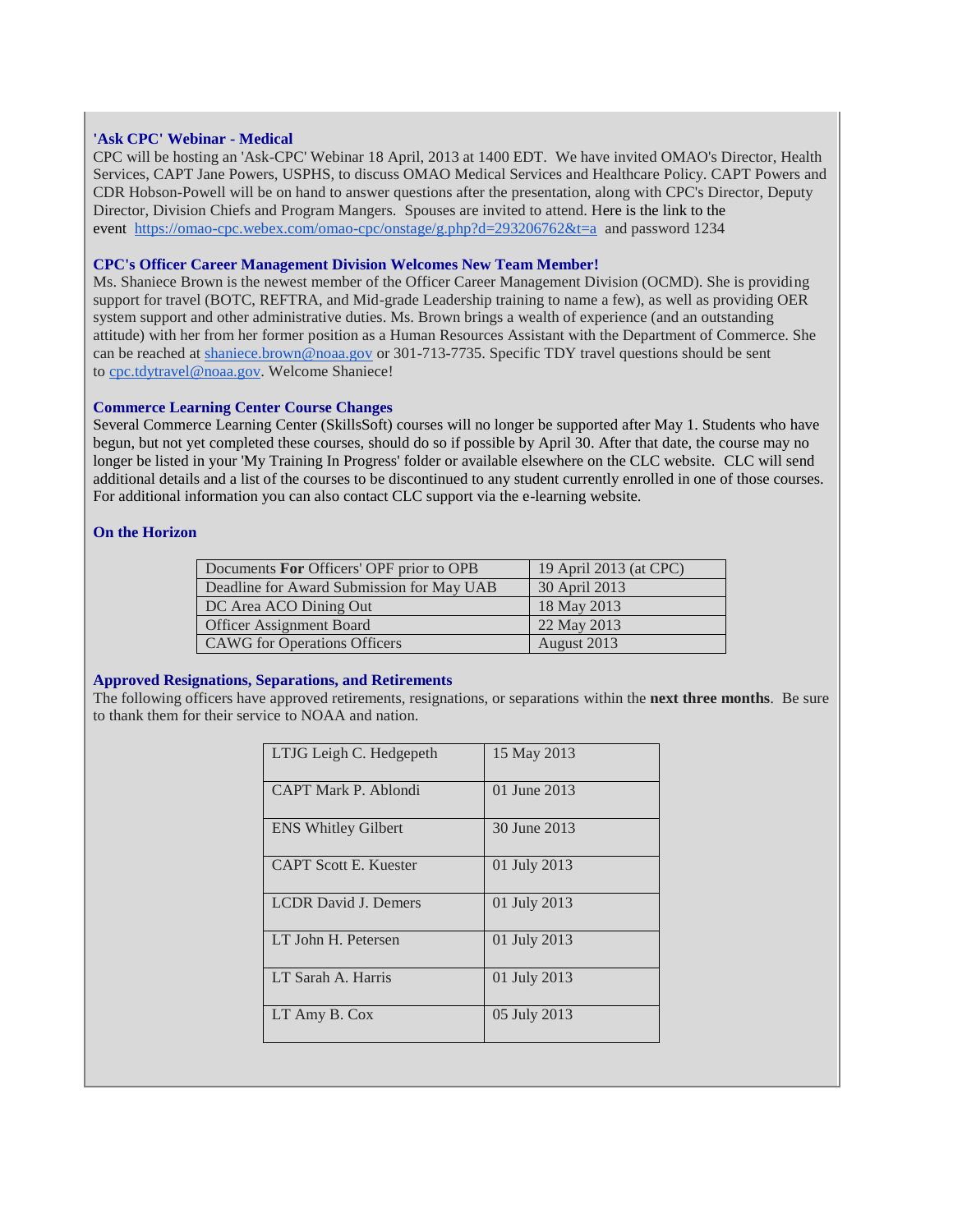### 'Ask CPC' Webinar - Medical

CPC will be hosting an 'Ask-CPC' Webinar 18 April, 2013 at 1400 EDT. We have invited OMAO's Director, Health Services, CAPT Jane Powers, USPHS, to discuss OMAO Medical Services and Healthcare Policy. CAPT Powers and CDR Hobson-Powell will be on hand to answer questions after the presentation, along with CPC's Director, Deputy Director, Division Chiefs and Program Mangers. Spouses are invited to attend. Here is the link to the event https://omao-cpc.webex.com/omao-cpc/onstage/g.php?d=293206762&t=a and password 1234

### CPC's Officer Career Management Division Welcomes New Team Member!

Ms. Shaniece Brown is the newest member of the Officer Career Management Division (OCMD). She is providing support for travel (BOTC, REFTRA, and Mid-grade Leadership training to name a few), as well as providing OER system support and other administrative duties. Ms. Brown brings a wealth of experience (and an outstanding attitude) with her from her former position as a Human Resources Assistant with the Department of Commerce. She can be reached at shaniece.brown@noaa.gov or 301-713-7735. Specific TDY travel questions should be sent to cpc.tdytravel@noaa.gov. Welcome Shaniece!

### Commerce Learning Center Course Changes

Several Commerce Learning Center (SkillsSoft) courses will no longer be supported after May 1. Students who have begun, but not yet completed these courses, should do so if possible by April 30. After that date, the course may no longer be listed in your 'My Training In Progress' folder or available elsewhere on the CLC website. CLC will send additional details and a list of the courses to be discontinued to any student currently enrolled in one of those courses. For additional information you can also contact CLC support via the e-learning website.

### On the Horizon

| | |
|---|---|
| Documents **For** Officers' OPF prior to OPB | 19 April 2013 (at CPC) |
| Deadline for Award Submission for May UAB | 30 April 2013 |
| DC Area ACO Dining Out | 18 May 2013 |
| Officer Assignment Board | 22 May 2013 |
| CAWG for Operations Officers | August 2013 |

### Approved Resignations, Separations, and Retirements

The following officers have approved retirements, resignations, or separations within the **next three months**. Be sure to thank them for their service to NOAA and nation.

| | |
|---|---|
| LTJG Leigh C. Hedgepeth | 15 May 2013 |
| CAPT Mark P. Ablondi | 01 June 2013 |
| ENS Whitley Gilbert | 30 June 2013 |
| CAPT Scott E. Kuester | 01 July 2013 |
| LCDR David J. Demers | 01 July 2013 |
| LT John H. Petersen | 01 July 2013 |
| LT Sarah A. Harris | 01 July 2013 |
| LT Amy B. Cox | 05 July 2013 |